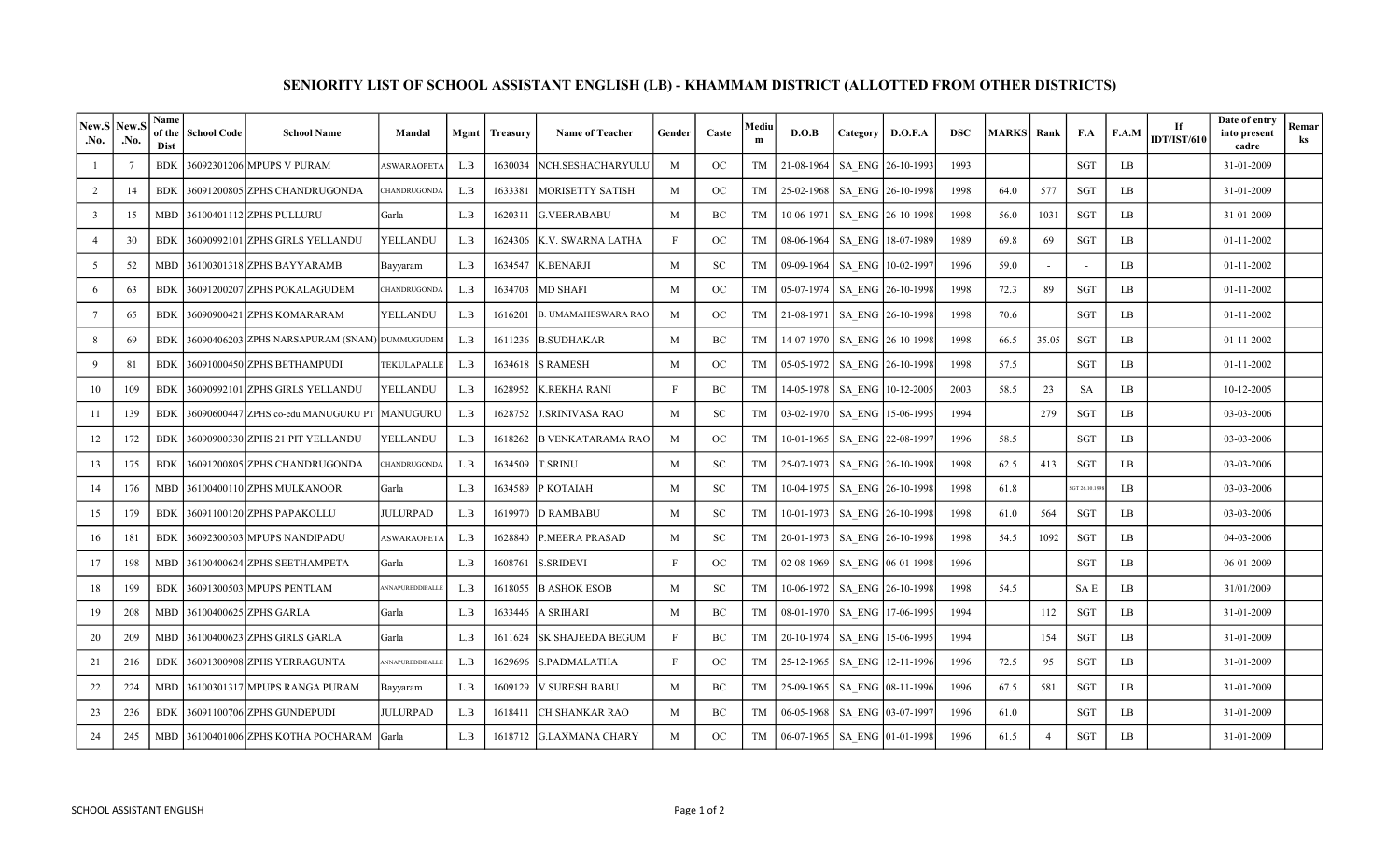# SENIORITY LIST OF SCHOOL ASSISTANT ENGLISH (LB) - KHAMMAM DISTRICT (ALLOTTED FROM OTHER DISTRICTS)

| New.S.No. | New.S.No. | Name of the Dist | School Code | School Name | Mandal | Mgmt | Treasury | Name of Teacher | Gender | Caste | Medium | D.O.B | Category | D.O.F.A | DSC | MARKS | Rank | F.A | F.A.M | If IDT/IST/610 | Date of entry into present cadre | Remarks |
|---|---|---|---|---|---|---|---|---|---|---|---|---|---|---|---|---|---|---|---|---|---|---|
| 1 | 7 | BDK | 36092301206 | MPUPS V PURAM | ASWARAOPETA | L.B | 1630034 | NCH.SESHACHARYULU | M | OC | TM | 21-08-1964 | SA_ENG | 26-10-1993 | 1993 | | | SGT | LB | | 31-01-2009 | |
| 2 | 14 | BDK | 36091200805 | ZPHS CHANDRUGONDA | CHANDRUGONDA | L.B | 1633381 | MORISETTY SATISH | M | OC | TM | 25-02-1968 | SA_ENG | 26-10-1998 | 1998 | 64.0 | 577 | SGT | LB | | 31-01-2009 | |
| 3 | 15 | MBD | 36100401112 | ZPHS PULLURU | Garla | L.B | 1620311 | G.VEERABABU | M | BC | TM | 10-06-1971 | SA_ENG | 26-10-1998 | 1998 | 56.0 | 1031 | SGT | LB | | 31-01-2009 | |
| 4 | 30 | BDK | 36090992101 | ZPHS GIRLS YELLANDU | YELLANDU | L.B | 1624306 | K.V. SWARNA LATHA | F | OC | TM | 08-06-1964 | SA_ENG | 18-07-1989 | 1989 | 69.8 | 69 | SGT | LB | | 01-11-2002 | |
| 5 | 52 | MBD | 36100301318 | ZPHS BAYYARAMB | Bayyaram | L.B | 1634547 | K.BENARJI | M | SC | TM | 09-09-1964 | SA_ENG | 10-02-1997 | 1996 | 59.0 | - | - | LB | | 01-11-2002 | |
| 6 | 63 | BDK | 36091200207 | ZPHS POKALAGUDEM | CHANDRUGONDA | L.B | 1634703 | MD SHAFI | M | OC | TM | 05-07-1974 | SA_ENG | 26-10-1998 | 1998 | 72.3 | 89 | SGT | LB | | 01-11-2002 | |
| 7 | 65 | BDK | 36090900421 | ZPHS KOMARARAM | YELLANDU | L.B | 1616201 | B. UMAMAHESWARA RAO | M | OC | TM | 21-08-1971 | SA_ENG | 26-10-1998 | 1998 | 70.6 | | SGT | LB | | 01-11-2002 | |
| 8 | 69 | BDK | 36090406203 | ZPHS NARSAPURAM (SNAM) | DUMMUGUDEM | L.B | 1611236 | B.SUDHAKAR | M | BC | TM | 14-07-1970 | SA_ENG | 26-10-1998 | 1998 | 66.5 | 35.05 | SGT | LB | | 01-11-2002 | |
| 9 | 81 | BDK | 36091000450 | ZPHS BETHAMPUDI | TEKULAPALLE | L.B | 1634618 | S RAMESH | M | OC | TM | 05-05-1972 | SA_ENG | 26-10-1998 | 1998 | 57.5 | | SGT | LB | | 01-11-2002 | |
| 10 | 109 | BDK | 36090992101 | ZPHS GIRLS YELLANDU | YELLANDU | L.B | 1628952 | K.REKHA RANI | F | BC | TM | 14-05-1978 | SA_ENG | 10-12-2005 | 2003 | 58.5 | 23 | SA | LB | | 10-12-2005 | |
| 11 | 139 | BDK | 36090600447 | ZPHS co-edu MANUGURU PT | MANUGURU | L.B | 1628752 | J.SRINIVASA RAO | M | SC | TM | 03-02-1970 | SA_ENG | 15-06-1995 | 1994 | | 279 | SGT | LB | | 03-03-2006 | |
| 12 | 172 | BDK | 36090900330 | ZPHS 21 PIT YELLANDU | YELLANDU | L.B | 1618262 | B VENKATARAMA RAO | M | OC | TM | 10-01-1965 | SA_ENG | 22-08-1997 | 1996 | 58.5 | | SGT | LB | | 03-03-2006 | |
| 13 | 175 | BDK | 36091200805 | ZPHS CHANDRUGONDA | CHANDRUGONDA | L.B | 1634509 | T.SRINU | M | SC | TM | 25-07-1973 | SA_ENG | 26-10-1998 | 1998 | 62.5 | 413 | SGT | LB | | 03-03-2006 | |
| 14 | 176 | MBD | 36100400110 | ZPHS MULKANOOR | Garla | L.B | 1634589 | P KOTAIAH | M | SC | TM | 10-04-1975 | SA_ENG | 26-10-1998 | 1998 | 61.8 | | SGT 26.10.1998 | LB | | 03-03-2006 | |
| 15 | 179 | BDK | 36091100120 | ZPHS PAPAKOLLU | JULURPAD | L.B | 1619970 | D RAMBABU | M | SC | TM | 10-01-1973 | SA_ENG | 26-10-1998 | 1998 | 61.0 | 564 | SGT | LB | | 03-03-2006 | |
| 16 | 181 | BDK | 36092300303 | MPUPS NANDIPADU | ASWARAOPETA | L.B | 1628840 | P.MEERA PRASAD | M | SC | TM | 20-01-1973 | SA_ENG | 26-10-1998 | 1998 | 54.5 | 1092 | SGT | LB | | 04-03-2006 | |
| 17 | 198 | MBD | 36100400624 | ZPHS SEETHAMPETA | Garla | L.B | 1608761 | S.SRIDEVI | F | OC | TM | 02-08-1969 | SA_ENG | 06-01-1998 | 1996 | | | SGT | LB | | 06-01-2009 | |
| 18 | 199 | BDK | 36091300503 | MPUPS PENTLAM | ANNAPUREDDIPALLE | L.B | 1618055 | B ASHOK ESOB | M | SC | TM | 10-06-1972 | SA_ENG | 26-10-1998 | 1998 | 54.5 | | SA E | LB | | 31/01/2009 | |
| 19 | 208 | MBD | 36100400625 | ZPHS GARLA | Garla | L.B | 1633446 | A SRIHARI | M | BC | TM | 08-01-1970 | SA_ENG | 17-06-1995 | 1994 | | 112 | SGT | LB | | 31-01-2009 | |
| 20 | 209 | MBD | 36100400623 | ZPHS GIRLS GARLA | Garla | L.B | 1611624 | SK SHAJEEDA BEGUM | F | BC | TM | 20-10-1974 | SA_ENG | 15-06-1995 | 1994 | | 154 | SGT | LB | | 31-01-2009 | |
| 21 | 216 | BDK | 36091300908 | ZPHS YERRAGUNTA | ANNAPUREDDIPALLE | L.B | 1629696 | S.PADMALATHA | F | OC | TM | 25-12-1965 | SA_ENG | 12-11-1996 | 1996 | 72.5 | 95 | SGT | LB | | 31-01-2009 | |
| 22 | 224 | MBD | 36100301317 | MPUPS RANGA PURAM | Bayyaram | L.B | 1609129 | V SURESH BABU | M | BC | TM | 25-09-1965 | SA_ENG | 08-11-1996 | 1996 | 67.5 | 581 | SGT | LB | | 31-01-2009 | |
| 23 | 236 | BDK | 36091100706 | ZPHS GUNDEPUDI | JULURPAD | L.B | 1618411 | CH SHANKAR RAO | M | BC | TM | 06-05-1968 | SA_ENG | 03-07-1997 | 1996 | 61.0 | | SGT | LB | | 31-01-2009 | |
| 24 | 245 | MBD | 36100401006 | ZPHS KOTHA POCHARAM | Garla | L.B | 1618712 | G.LAXMANA CHARY | M | OC | TM | 06-07-1965 | SA_ENG | 01-01-1998 | 1996 | 61.5 | 4 | SGT | LB | | 31-01-2009 | |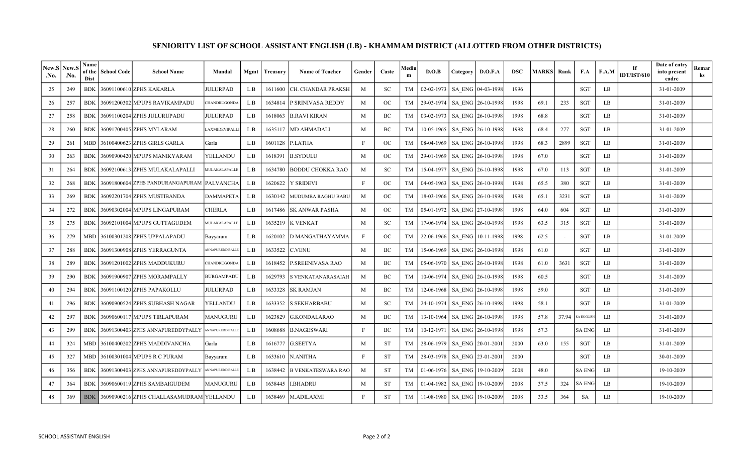# SENIORITY LIST OF SCHOOL ASSISTANT ENGLISH (LB) - KHAMMAM DISTRICT (ALLOTTED FROM OTHER DISTRICTS)

| New.S.No. | New.S.No. | Name of the Dist | School Code | School Name | Mandal | Mgmt | Treasury | Name of Teacher | Gender | Caste | Medium | D.O.B | Category | D.O.F.A | DSC | MARKS | Rank | F.A | F.A.M | If IDT/IST/610 | Date of entry into present cadre | Remarks |
|---|---|---|---|---|---|---|---|---|---|---|---|---|---|---|---|---|---|---|---|---|---|---|
| 25 | 249 | BDK | 36091100610 | ZPHS KAKARLA | JULURPAD | L.B | 1611600 | CH. CHANDAR PRAKSH | M | SC | TM | 02-02-1973 | SA_ENG | 04-03-1998 | 1996 | | | SGT | LB | | 31-01-2009 | |
| 26 | 257 | BDK | 36091200302 | MPUPS RAVIKAMPADU | CHANDRUGONDA | L.B | 1634814 | P SRINIVASA REDDY | M | OC | TM | 29-03-1974 | SA_ENG | 26-10-1998 | 1998 | 69.1 | 233 | SGT | LB | | 31-01-2009 | |
| 27 | 258 | BDK | 36091100204 | ZPHS JULURUPADU | JULURPAD | L.B | 1618063 | B.RAVI KIRAN | M | BC | TM | 03-02-1973 | SA_ENG | 26-10-1998 | 1998 | 68.8 | | SGT | LB | | 31-01-2009 | |
| 28 | 260 | BDK | 36091700405 | ZPHS MYLARAM | LAXMIDEVIPALLI | L.B | 1635117 | MD AHMADALI | M | BC | TM | 10-05-1965 | SA_ENG | 26-10-1998 | 1998 | 68.4 | 277 | SGT | LB | | 31-01-2009 | |
| 29 | 261 | MBD | 36100400623 | ZPHS GIRLS GARLA | Garla | L.B | 1601128 | P.LATHA | F | OC | TM | 08-04-1969 | SA_ENG | 26-10-1998 | 1998 | 68.3 | 2899 | SGT | LB | | 31-01-2009 | |
| 30 | 263 | BDK | 36090900420 | MPUPS MANIKYARAM | YELLANDU | L.B | 1618391 | B.SYDULU | M | OC | TM | 29-01-1969 | SA_ENG | 26-10-1998 | 1998 | 67.0 | | SGT | LB | | 31-01-2009 | |
| 31 | 264 | BDK | 36092100613 | ZPHS MULAKALAPALLI | MULAKALAPALLE | L.B | 1634780 | BODDU CHOKKA RAO | M | SC | TM | 15-04-1977 | SA_ENG | 26-10-1998 | 1998 | 67.0 | 113 | SGT | LB | | 31-01-2009 | |
| 32 | 268 | BDK | 36091800604 | ZPHS PANDURANGAPURAM | PALVANCHA | L.B | 1620622 | Y SRIDEVI | F | OC | TM | 04-05-1963 | SA_ENG | 26-10-1998 | 1998 | 65.5 | 380 | SGT | LB | | 31-01-2009 | |
| 33 | 269 | BDK | 36092201704 | ZPHS MUSTIBANDA | DAMMAPETA | L.B | 1630142 | MUDUMBA RAGHU BABU | M | OC | TM | 18-03-1966 | SA_ENG | 26-10-1998 | 1998 | 65.1 | 3231 | SGT | LB | | 31-01-2009 | |
| 34 | 272 | BDK | 36090302004 | MPUPS LINGAPURAM | CHERLA | L.B | 1617486 | SK ANWAR PASHA | M | OC | TM | 05-01-1972 | SA_ENG | 27-10-1998 | 1998 | 64.0 | 604 | SGT | LB | | 31-01-2009 | |
| 35 | 275 | BDK | 36092101004 | MPUPS GUTTAGUDEM | MULAKALAPALLE | L.B | 1635219 | K VENKAT | M | SC | TM | 17-06-1974 | SA_ENG | 26-10-1998 | 1998 | 63.5 | 315 | SGT | LB | | 31-01-2009 | |
| 36 | 279 | MBD | 36100301208 | ZPHS UPPALAPADU | Bayyaram | L.B | 1620102 | D MANGATHAYAMMA | F | OC | TM | 22-06-1966 | SA_ENG | 10-11-1998 | 1998 | 62.5 | - | SGT | LB | | 31-01-2009 | |
| 37 | 288 | BDK | 36091300908 | ZPHS YERRAGUNTA | ANNAPUREDDIPALLE | L.B | 1633522 | C.VENU | M | BC | TM | 15-06-1969 | SA_ENG | 26-10-1998 | 1998 | 61.0 | | SGT | LB | | 31-01-2009 | |
| 38 | 289 | BDK | 36091201002 | ZPHS MADDUKURU | CHANDRUGONDA | L.B | 1618452 | P.SREENIVASA RAO | M | BC | TM | 05-06-1970 | SA_ENG | 26-10-1998 | 1998 | 61.0 | 3631 | SGT | LB | | 31-01-2009 | |
| 39 | 290 | BDK | 36091900907 | ZPHS MORAMPALLY | BURGAMPADU | L.B | 1629793 | S VENKATANARASAIAH | M | BC | TM | 10-06-1974 | SA_ENG | 26-10-1998 | 1998 | 60.5 | | SGT | LB | | 31-01-2009 | |
| 40 | 294 | BDK | 36091100120 | ZPHS PAPAKOLLU | JULURPAD | L.B | 1633328 | SK RAMJAN | M | BC | TM | 12-06-1968 | SA_ENG | 26-10-1998 | 1998 | 59.0 | | SGT | LB | | 31-01-2009 | |
| 41 | 296 | BDK | 36090900524 | ZPHS SUBHASH NAGAR | YELLANDU | L.B | 1633352 | S SEKHARBABU | M | SC | TM | 24-10-1974 | SA_ENG | 26-10-1998 | 1998 | 58.1 | | SGT | LB | | 31-01-2009 | |
| 42 | 297 | BDK | 36090600117 | MPUPS TIRLAPURAM | MANUGURU | L.B | 1623829 | G.KONDALARAO | M | BC | TM | 13-10-1964 | SA_ENG | 26-10-1998 | 1998 | 57.8 | 37.94 | SA ENGLISH | LB | | 31-01-2009 | |
| 43 | 299 | BDK | 36091300403 | ZPHS ANNAPUREDDYPALLY | ANNAPUREDDIPALLE | L.B | 1608688 | B.NAGESWARI | F | BC | TM | 10-12-1971 | SA_ENG | 26-10-1998 | 1998 | 57.3 | | SA ENG | LB | | 31-01-2009 | |
| 44 | 324 | MBD | 36100400202 | ZPHS MADDIVANCHA | Garla | L.B | 1616777 | G.SEETYA | M | ST | TM | 28-06-1979 | SA_ENG | 20-01-2001 | 2000 | 63.0 | 155 | SGT | LB | | 31-01-2009 | |
| 45 | 327 | MBD | 36100301004 | MPUPS R C PURAM | Bayyaram | L.B | 1633610 | N.ANITHA | F | ST | TM | 28-03-1978 | SA_ENG | 23-01-2001 | 2000 | | | SGT | LB | | 30-01-2009 | |
| 46 | 356 | BDK | 36091300403 | ZPHS ANNAPUREDDYPALLY | ANNAPUREDDIPALLE | L.B | 1638442 | B VENKATESWARA RAO | M | ST | TM | 01-06-1976 | SA_ENG | 19-10-2009 | 2008 | 48.0 | | SA ENG | LB | | 19-10-2009 | |
| 47 | 364 | BDK | 36090600119 | ZPHS SAMBAIGUDEM | MANUGURU | L.B | 1638445 | I.BHADRU | M | ST | TM | 01-04-1982 | SA_ENG | 19-10-2009 | 2008 | 37.5 | 324 | SA ENG | LB | | 19-10-2009 | |
| 48 | 369 | BDK | 36090900216 | ZPHS CHALLASAMUDRAM | YELLANDU | L.B | 1638469 | M.ADILAXMI | F | ST | TM | 11-08-1980 | SA_ENG | 19-10-2009 | 2008 | 33.5 | 364 | SA | LB | | 19-10-2009 | |

SCHOOL ASSISTANT ENGLISH